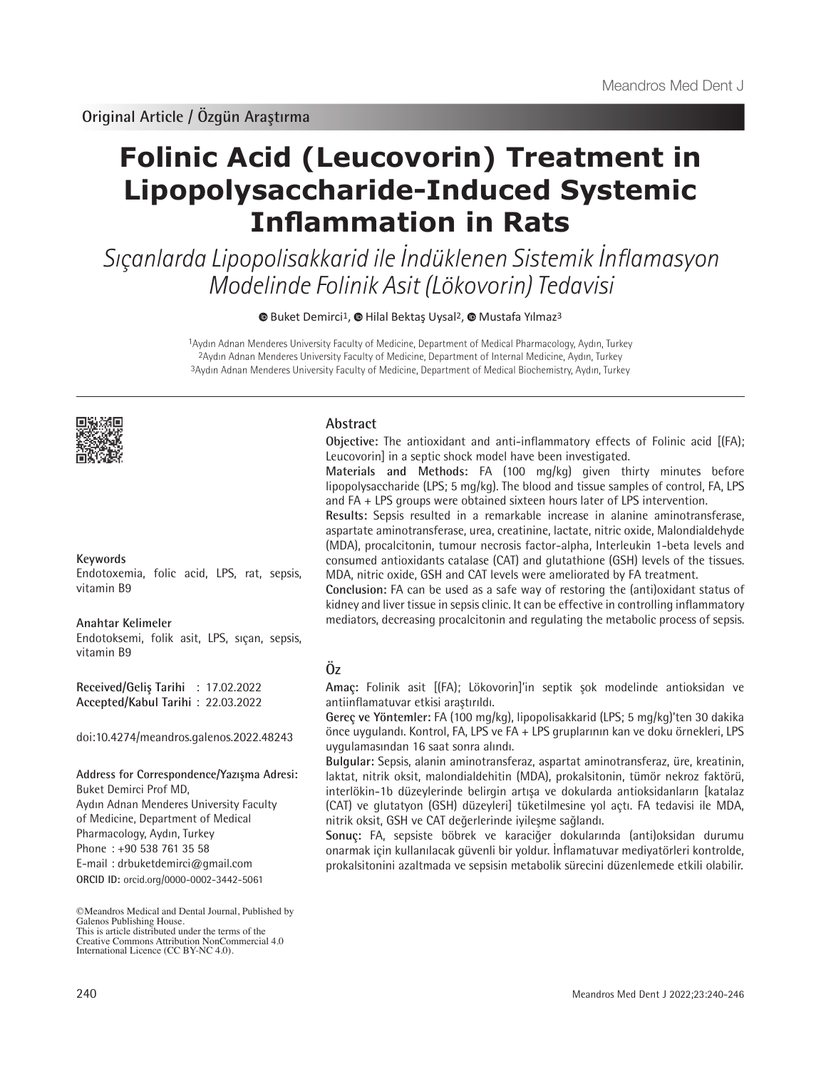Original Article / Özgün Araştırma

# Folinic Acid (Leucovorin) Treatment in Lipopolysaccharide-Induced Systemic Inflammation in Rats

## *Sıçanlarda Lipopolisakkarid ile İndüklenen Sistemik İnflamasyon Modelinde Folinik Asit (Lökovorin) Tedavisi*

Buket Demirci[1], Hilal Bektaş Uysal[2], Mustafa Yılmaz[3]

[1]Aydın Adnan Menderes University Faculty of Medicine, Department of Medical Pharmacology, Aydın, Turkey
[2]Aydın Adnan Menderes University Faculty of Medicine, Department of Internal Medicine, Aydın, Turkey
[3]Aydın Adnan Menderes University Faculty of Medicine, Department of Medical Biochemistry, Aydın, Turkey

## Abstract

**Objective:** The antioxidant and anti-inflammatory effects of Folinic acid [(FA); Leucovorin] in a septic shock model have been investigated.

**Materials and Methods:** FA (100 mg/kg) given thirty minutes before lipopolysaccharide (LPS; 5 mg/kg). The blood and tissue samples of control, FA, LPS and FA + LPS groups were obtained sixteen hours later of LPS intervention.

**Results:** Sepsis resulted in a remarkable increase in alanine aminotransferase, aspartate aminotransferase, urea, creatinine, lactate, nitric oxide, Malondialdehyde (MDA), procalcitonin, tumour necrosis factor-alpha, Interleukin 1-beta levels and consumed antioxidants catalase (CAT) and glutathione (GSH) levels of the tissues. MDA, nitric oxide, GSH and CAT levels were ameliorated by FA treatment.

**Conclusion:** FA can be used as a safe way of restoring the (anti)oxidant status of kidney and liver tissue in sepsis clinic. It can be effective in controlling inflammatory mediators, decreasing procalcitonin and regulating the metabolic process of sepsis.

**Keywords**
Endotoxemia, folic acid, LPS, rat, sepsis, vitamin B9

## Öz

**Amaç:** Folinik asit [(FA); Lökovorin]'in septik şok modelinde antioksidan ve antiinflamatuvar etkisi araştırıldı.

**Gereç ve Yöntemler:** FA (100 mg/kg), lipopolisakkarid (LPS; 5 mg/kg)'ten 30 dakika önce uygulandı. Kontrol, FA, LPS ve FA + LPS gruplarının kan ve doku örnekleri, LPS uygulamasından 16 saat sonra alındı.

**Bulgular:** Sepsis, alanin aminotransferaz, aspartat aminotransferaz, üre, kreatinin, laktat, nitrik oksit, malondialdehitin (MDA), prokalsitonin, tümör nekroz faktörü, interlökin-1b düzeylerinde belirgin artışa ve dokularda antioksidanların [katalaz (CAT) ve glutatyon (GSH) düzeyleri] tüketilmesine yol açtı. FA tedavisi ile MDA, nitrik oksit, GSH ve CAT değerlerinde iyileşme sağlandı.

**Sonuç:** FA, sepsiste böbrek ve karaciğer dokularında (anti)oksidan durumu onarmak için kullanılacak güvenli bir yoldur. İnflamatuvar mediyatörleri kontrolde, prokalsitonini azaltmada ve sepsisin metabolik sürecini düzenlemede etkili olabilir.

**Anahtar Kelimeler**
Endotoksemi, folik asit, LPS, sıçan, sepsis, vitamin B9

**Received/Geliş Tarihi** : 17.02.2022
**Accepted/Kabul Tarihi** : 22.03.2022

doi:10.4274/meandros.galenos.2022.48243

**Address for Correspondence/Yazışma Adresi:**
Buket Demirci Prof MD,
Aydın Adnan Menderes University Faculty of Medicine, Department of Medical Pharmacology, Aydın, Turkey
Phone : +90 538 761 35 58
E-mail : drbuketdemirci@gmail.com
**ORCID ID:** orcid.org/0000-0002-3442-5061

©Meandros Medical and Dental Journal, Published by Galenos Publishing House.
This is article distributed under the terms of the Creative Commons Attribution NonCommercial 4.0 International Licence (CC BY-NC 4.0).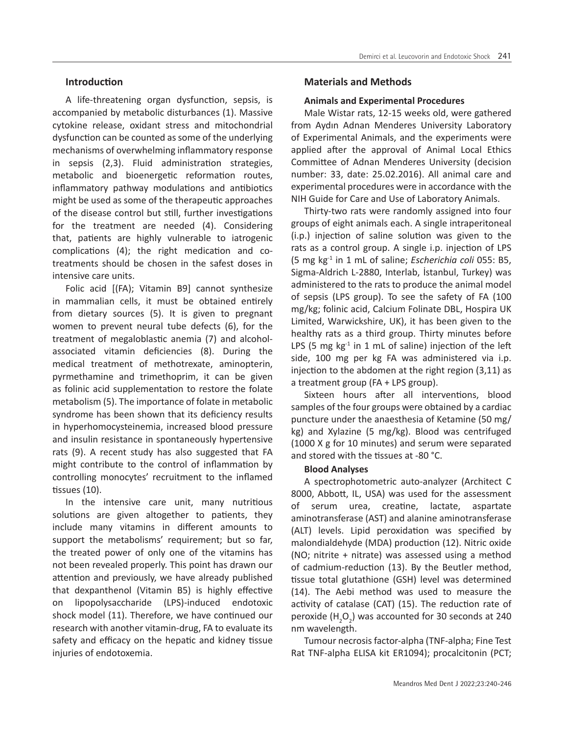## Introduction

A life-threatening organ dysfunction, sepsis, is accompanied by metabolic disturbances (1). Massive cytokine release, oxidant stress and mitochondrial dysfunction can be counted as some of the underlying mechanisms of overwhelming inflammatory response in sepsis (2,3). Fluid administration strategies, metabolic and bioenergetic reformation routes, inflammatory pathway modulations and antibiotics might be used as some of the therapeutic approaches of the disease control but still, further investigations for the treatment are needed (4). Considering that, patients are highly vulnerable to iatrogenic complications (4); the right medication and co-treatments should be chosen in the safest doses in intensive care units.

Folic acid [(FA); Vitamin B9] cannot synthesize in mammalian cells, it must be obtained entirely from dietary sources (5). It is given to pregnant women to prevent neural tube defects (6), for the treatment of megaloblastic anemia (7) and alcohol-associated vitamin deficiencies (8). During the medical treatment of methotrexate, aminopterin, pyrmethamine and trimethoprim, it can be given as folinic acid supplementation to restore the folate metabolism (5). The importance of folate in metabolic syndrome has been shown that its deficiency results in hyperhomocysteinemia, increased blood pressure and insulin resistance in spontaneously hypertensive rats (9). A recent study has also suggested that FA might contribute to the control of inflammation by controlling monocytes' recruitment to the inflamed tissues (10).

In the intensive care unit, many nutritious solutions are given altogether to patients, they include many vitamins in different amounts to support the metabolisms' requirement; but so far, the treated power of only one of the vitamins has not been revealed properly. This point has drawn our attention and previously, we have already published that dexpanthenol (Vitamin B5) is highly effective on lipopolysaccharide (LPS)-induced endotoxic shock model (11). Therefore, we have continued our research with another vitamin-drug, FA to evaluate its safety and efficacy on the hepatic and kidney tissue injuries of endotoxemia.

## Materials and Methods

### Animals and Experimental Procedures

Male Wistar rats, 12-15 weeks old, were gathered from Aydın Adnan Menderes University Laboratory of Experimental Animals, and the experiments were applied after the approval of Animal Local Ethics Committee of Adnan Menderes University (decision number: 33, date: 25.02.2016). All animal care and experimental procedures were in accordance with the NIH Guide for Care and Use of Laboratory Animals.

Thirty-two rats were randomly assigned into four groups of eight animals each. A single intraperitoneal (i.p.) injection of saline solution was given to the rats as a control group. A single i.p. injection of LPS (5 mg $kg^{-1}$ in 1 mL of saline; *Escherichia coli* 055: B5, Sigma-Aldrich L-2880, Interlab, İstanbul, Turkey) was administered to the rats to produce the animal model of sepsis (LPS group). To see the safety of FA (100 mg/kg; folinic acid, Calcium Folinate DBL, Hospira UK Limited, Warwickshire, UK), it has been given to the healthy rats as a third group. Thirty minutes before LPS (5 mg $kg^{-1}$ in 1 mL of saline) injection of the left side, 100 mg per kg FA was administered via i.p. injection to the abdomen at the right region (3,11) as a treatment group (FA + LPS group).

Sixteen hours after all interventions, blood samples of the four groups were obtained by a cardiac puncture under the anaesthesia of Ketamine (50 mg/kg) and Xylazine (5 mg/kg). Blood was centrifuged (1000 X g for 10 minutes) and serum were separated and stored with the tissues at -80 °C.

### Blood Analyses

A spectrophotometric auto-analyzer (Architect C 8000, Abbott, IL, USA) was used for the assessment of serum urea, creatine, lactate, aspartate aminotransferase (AST) and alanine aminotransferase (ALT) levels. Lipid peroxidation was specified by malondialdehyde (MDA) production (12). Nitric oxide (NO; nitrite + nitrate) was assessed using a method of cadmium-reduction (13). By the Beutler method, tissue total glutathione (GSH) level was determined (14). The Aebi method was used to measure the activity of catalase (CAT) (15). The reduction rate of peroxide ($H_2O_2$) was accounted for 30 seconds at 240 nm wavelength.

Tumour necrosis factor-alpha (TNF-alpha; Fine Test Rat TNF-alpha ELISA kit ER1094); procalcitonin (PCT;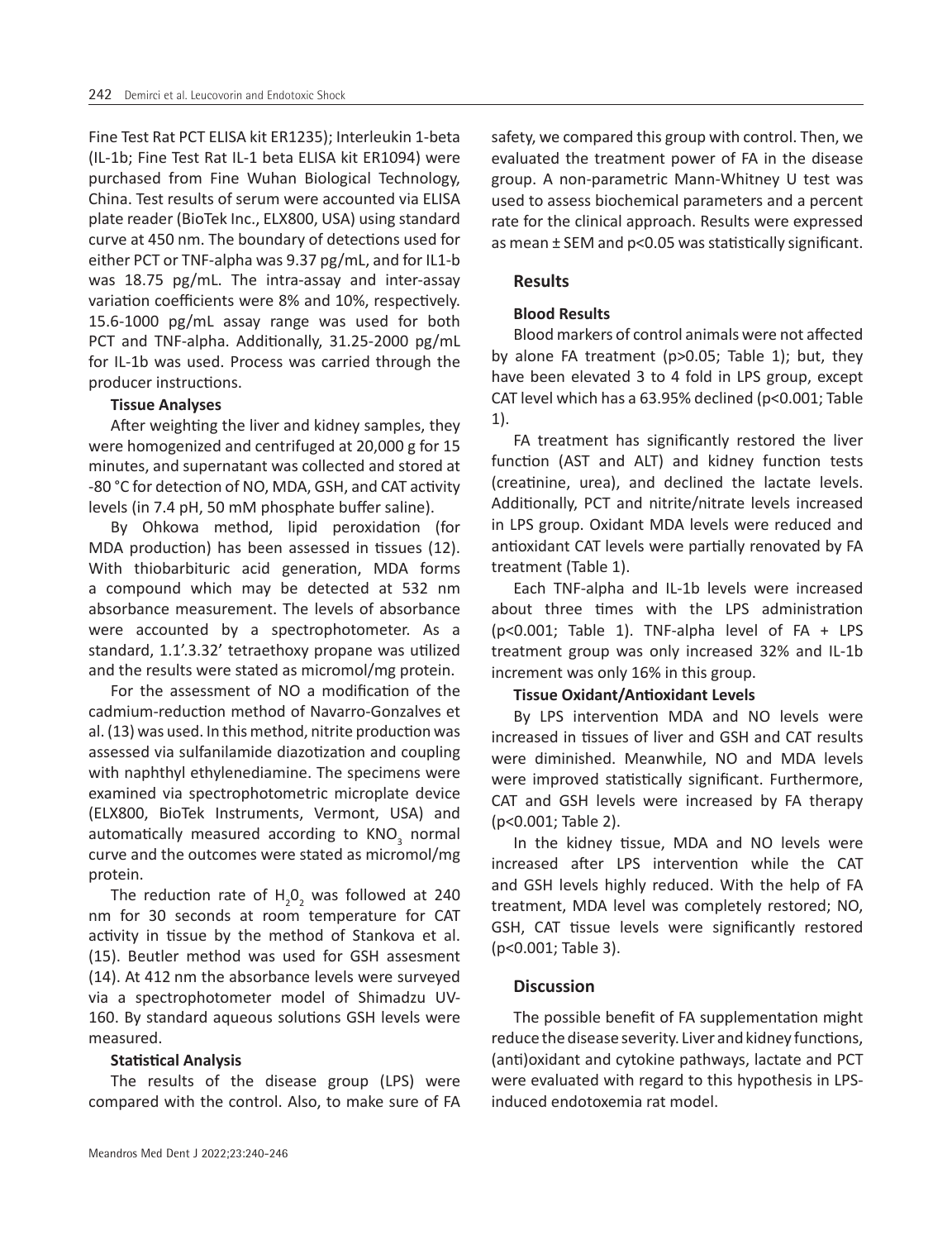Fine Test Rat PCT ELISA kit ER1235); Interleukin 1-beta (IL-1b; Fine Test Rat IL-1 beta ELISA kit ER1094) were purchased from Fine Wuhan Biological Technology, China. Test results of serum were accounted via ELISA plate reader (BioTek Inc., ELX800, USA) using standard curve at 450 nm. The boundary of detections used for either PCT or TNF-alpha was 9.37 pg/mL, and for IL1-b was 18.75 pg/mL. The intra-assay and inter-assay variation coefficients were 8% and 10%, respectively. 15.6-1000 pg/mL assay range was used for both PCT and TNF-alpha. Additionally, 31.25-2000 pg/mL for IL-1b was used. Process was carried through the producer instructions.

**Tissue Analyses**

After weighting the liver and kidney samples, they were homogenized and centrifuged at 20,000 g for 15 minutes, and supernatant was collected and stored at -80 °C for detection of NO, MDA, GSH, and CAT activity levels (in 7.4 pH, 50 mM phosphate buffer saline).

By Ohkowa method, lipid peroxidation (for MDA production) has been assessed in tissues (12). With thiobarbituric acid generation, MDA forms a compound which may be detected at 532 nm absorbance measurement. The levels of absorbance were accounted by a spectrophotometer. As a standard, 1.1'.3.32' tetraethoxy propane was utilized and the results were stated as micromol/mg protein.

For the assessment of NO a modification of the cadmium-reduction method of Navarro-Gonzalves et al. (13) was used. In this method, nitrite production was assessed via sulfanilamide diazotization and coupling with naphthyl ethylenediamine. The specimens were examined via spectrophotometric microplate device (ELX800, BioTek Instruments, Vermont, USA) and automatically measured according to $KNO_3$ normal curve and the outcomes were stated as micromol/mg protein.

The reduction rate of $H_20_2$ was followed at 240 nm for 30 seconds at room temperature for CAT activity in tissue by the method of Stankova et al. (15). Beutler method was used for GSH assesment (14). At 412 nm the absorbance levels were surveyed via a spectrophotometer model of Shimadzu UV-160. By standard aqueous solutions GSH levels were measured.

**Statistical Analysis**

The results of the disease group (LPS) were compared with the control. Also, to make sure of FA safety, we compared this group with control. Then, we evaluated the treatment power of FA in the disease group. A non-parametric Mann-Whitney U test was used to assess biochemical parameters and a percent rate for the clinical approach. Results were expressed as mean ± SEM and $p<0.05$ was statistically significant.

## Results

**Blood Results**

Blood markers of control animals were not affected by alone FA treatment ($p>0.05$; Table 1); but, they have been elevated 3 to 4 fold in LPS group, except CAT level which has a 63.95% declined ($p<0.001$; Table 1).

FA treatment has significantly restored the liver function (AST and ALT) and kidney function tests (creatinine, urea), and declined the lactate levels. Additionally, PCT and nitrite/nitrate levels increased in LPS group. Oxidant MDA levels were reduced and antioxidant CAT levels were partially renovated by FA treatment (Table 1).

Each TNF-alpha and IL-1b levels were increased about three times with the LPS administration ($p<0.001$; Table 1). TNF-alpha level of FA + LPS treatment group was only increased 32% and IL-1b increment was only 16% in this group.

**Tissue Oxidant/Antioxidant Levels**

By LPS intervention MDA and NO levels were increased in tissues of liver and GSH and CAT results were diminished. Meanwhile, NO and MDA levels were improved statistically significant. Furthermore, CAT and GSH levels were increased by FA therapy ($p<0.001$; Table 2).

In the kidney tissue, MDA and NO levels were increased after LPS intervention while the CAT and GSH levels highly reduced. With the help of FA treatment, MDA level was completely restored; NO, GSH, CAT tissue levels were significantly restored ($p<0.001$; Table 3).

## Discussion

The possible benefit of FA supplementation might reduce the disease severity. Liver and kidney functions, (anti)oxidant and cytokine pathways, lactate and PCT were evaluated with regard to this hypothesis in LPS-induced endotoxemia rat model.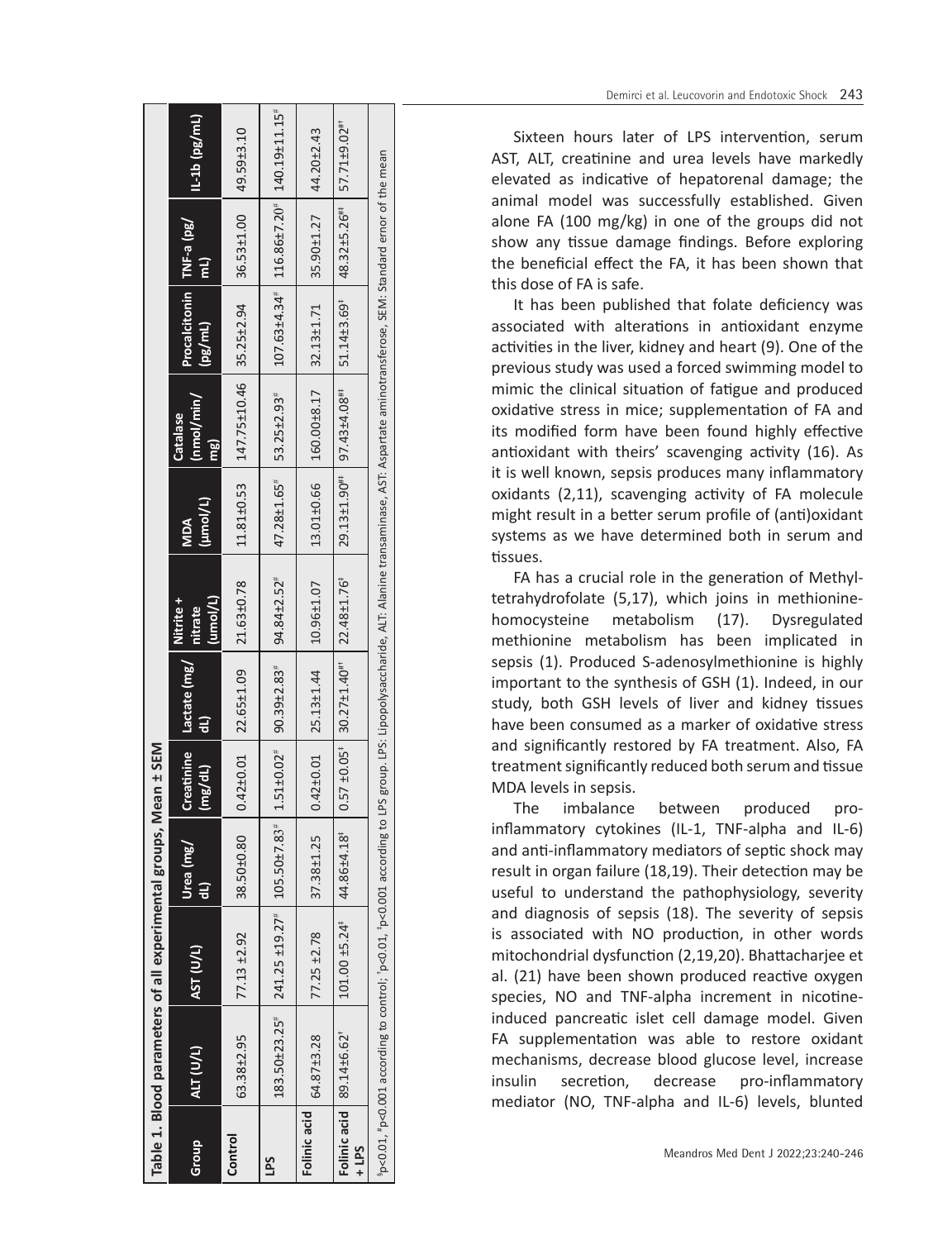**Table 1. Blood parameters of all experimental groups, Mean ± SEM**

| Group | ALT (U/L) | AST (U/L) | Urea (mg/dL) | Creatinine (mg/dL) | Lactate (mg/dL) | Nitrite + nitrate (umol/L) | MDA (µmol/L) | Catalase (nmol/min/mg) | Procalcitonin (pg/mL) | TNF-a (pg/mL) | IL-1b (pg/mL) |
|---|---|---|---|---|---|---|---|---|---|---|---|
| Control | 63.38±2.95 | 77.13 ±2.92 | 38.50±0.80 | 0.42±0.01 | 22.65±1.09 | 21.63±0.78 | 11.81±0.53 | 147.75±10.46 | 35.25±2.94 | 36.53±1.00 | 49.59±3.10 |
| LPS | 183.50±23.25[#] | 241.25 ±19.27[#] | 105.50±7.83[#] | 1.51±0.02[#] | 90.39±2.83[#] | 94.84±2.52[#] | 47.28±1.65[#] | 53.25±2.93[#] | 107.63±4.34[#] | 116.86±7.20[#] | 140.19±11.15[#] |
| Folinic acid | 64.87±3.28 | 77.25 ±2.78 | 37.38±1.25 | 0.42±0.01 | 25.13±1.44 | 10.96±1.07 | 13.01±0.66 | 160.00±8.17 | 32.13±1.71 | 35.90±1.27 | 44.20±2.43 |
| Folinic acid + LPS | 89.14±6.62[†] | 101.00 ±5.24[‡] | 44.86±4.18[‡] | 0.57 ±0.05[‡] | 30.27±1.40[#‡] | 22.48±1.76[‡] | 29.13±1.90[#‡] | 97.43±4.08[#‡] | 51.14±3.69[‡] | 48.32±5.26[#‡] | 57.71±9.02[#‡] |

[δ]p<0.01, [#]p<0.001 according to control; [†]p<0.01, [‡]p<0.001 according to LPS group. LPS: Lipopolysaccharide, ALT: Alanine transaminase, AST: Aspartate aminotransferose, SEM: Standard error of the mean

Sixteen hours later of LPS intervention, serum AST, ALT, creatinine and urea levels have markedly elevated as indicative of hepatorenal damage; the animal model was successfully established. Given alone FA (100 mg/kg) in one of the groups did not show any tissue damage findings. Before exploring the beneficial effect the FA, it has been shown that this dose of FA is safe.

It has been published that folate deficiency was associated with alterations in antioxidant enzyme activities in the liver, kidney and heart (9). One of the previous study was used a forced swimming model to mimic the clinical situation of fatigue and produced oxidative stress in mice; supplementation of FA and its modified form have been found highly effective antioxidant with theirs' scavenging activity (16). As it is well known, sepsis produces many inflammatory oxidants (2,11), scavenging activity of FA molecule might result in a better serum profile of (anti)oxidant systems as we have determined both in serum and tissues.

FA has a crucial role in the generation of Methyl-tetrahydrofolate (5,17), which joins in methionine-homocysteine metabolism (17). Dysregulated methionine metabolism has been implicated in sepsis (1). Produced S-adenosylmethionine is highly important to the synthesis of GSH (1). Indeed, in our study, both GSH levels of liver and kidney tissues have been consumed as a marker of oxidative stress and significantly restored by FA treatment. Also, FA treatment significantly reduced both serum and tissue MDA levels in sepsis.

The imbalance between produced pro-inflammatory cytokines (IL-1, TNF-alpha and IL-6) and anti-inflammatory mediators of septic shock may result in organ failure (18,19). Their detection may be useful to understand the pathophysiology, severity and diagnosis of sepsis (18). The severity of sepsis is associated with NO production, in other words mitochondrial dysfunction (2,19,20). Bhattacharjee et al. (21) have been shown produced reactive oxygen species, NO and TNF-alpha increment in nicotine-induced pancreatic islet cell damage model. Given FA supplementation was able to restore oxidant mechanisms, decrease blood glucose level, increase insulin secretion, decrease pro-inflammatory mediator (NO, TNF-alpha and IL-6) levels, blunted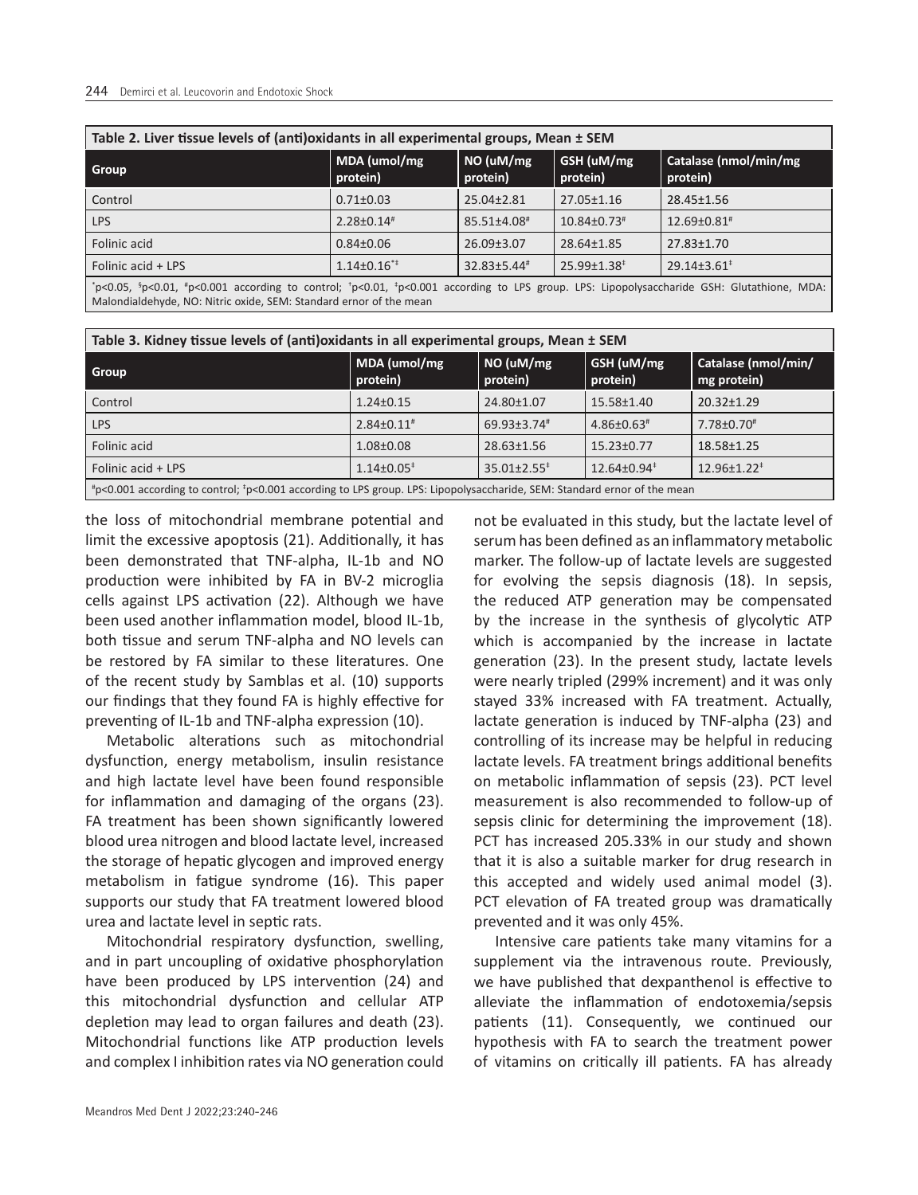**Table 2. Liver tissue levels of (anti)oxidants in all experimental groups, Mean ± SEM**

| Group | MDA (umol/mg protein) | NO (uM/mg protein) | GSH (uM/mg protein) | Catalase (nmol/min/mg protein) |
|---|---|---|---|---|
| Control | 0.71±0.03 | 25.04±2.81 | 27.05±1.16 | 28.45±1.56 |
| LPS | 2.28±0.14[#] | 85.51±4.08[#] | 10.84±0.73[#] | 12.69±0.81[#] |
| Folinic acid | 0.84±0.06 | 26.09±3.07 | 28.64±1.85 | 27.83±1.70 |
| Folinic acid + LPS | 1.14±0.16[*‡] | 32.83±5.44[#] | 25.99±1.38[‡] | 29.14±3.61[‡] |

[*]p<0.05, [§]p<0.01, [#]p<0.001 according to control; [†]p<0.01, [‡]p<0.001 according to LPS group. LPS: Lipopolysaccharide GSH: Glutathione, MDA: Malondialdehyde, NO: Nitric oxide, SEM: Standard ernor of the mean

**Table 3. Kidney tissue levels of (anti)oxidants in all experimental groups, Mean ± SEM**

| Group | MDA (umol/mg protein) | NO (uM/mg protein) | GSH (uM/mg protein) | Catalase (nmol/min/mg protein) |
|---|---|---|---|---|
| Control | 1.24±0.15 | 24.80±1.07 | 15.58±1.40 | 20.32±1.29 |
| LPS | 2.84±0.11[#] | 69.93±3.74[#] | 4.86±0.63[#] | 7.78±0.70[#] |
| Folinic acid | 1.08±0.08 | 28.63±1.56 | 15.23±0.77 | 18.58±1.25 |
| Folinic acid + LPS | 1.14±0.05[‡] | 35.01±2.55[‡] | 12.64±0.94[‡] | 12.96±1.22[‡] |

[#]p<0.001 according to control; [‡]p<0.001 according to LPS group. LPS: Lipopolysaccharide, SEM: Standard ernor of the mean

the loss of mitochondrial membrane potential and limit the excessive apoptosis (21). Additionally, it has been demonstrated that TNF-alpha, IL-1b and NO production were inhibited by FA in BV-2 microglia cells against LPS activation (22). Although we have been used another inflammation model, blood IL-1b, both tissue and serum TNF-alpha and NO levels can be restored by FA similar to these literatures. One of the recent study by Samblas et al. (10) supports our findings that they found FA is highly effective for preventing of IL-1b and TNF-alpha expression (10).

Metabolic alterations such as mitochondrial dysfunction, energy metabolism, insulin resistance and high lactate level have been found responsible for inflammation and damaging of the organs (23). FA treatment has been shown significantly lowered blood urea nitrogen and blood lactate level, increased the storage of hepatic glycogen and improved energy metabolism in fatigue syndrome (16). This paper supports our study that FA treatment lowered blood urea and lactate level in septic rats.

Mitochondrial respiratory dysfunction, swelling, and in part uncoupling of oxidative phosphorylation have been produced by LPS intervention (24) and this mitochondrial dysfunction and cellular ATP depletion may lead to organ failures and death (23). Mitochondrial functions like ATP production levels and complex I inhibition rates via NO generation could not be evaluated in this study, but the lactate level of serum has been defined as an inflammatory metabolic marker. The follow-up of lactate levels are suggested for evolving the sepsis diagnosis (18). In sepsis, the reduced ATP generation may be compensated by the increase in the synthesis of glycolytic ATP which is accompanied by the increase in lactate generation (23). In the present study, lactate levels were nearly tripled (299% increment) and it was only stayed 33% increased with FA treatment. Actually, lactate generation is induced by TNF-alpha (23) and controlling of its increase may be helpful in reducing lactate levels. FA treatment brings additional benefits on metabolic inflammation of sepsis (23). PCT level measurement is also recommended to follow-up of sepsis clinic for determining the improvement (18). PCT has increased 205.33% in our study and shown that it is also a suitable marker for drug research in this accepted and widely used animal model (3). PCT elevation of FA treated group was dramatically prevented and it was only 45%.

Intensive care patients take many vitamins for a supplement via the intravenous route. Previously, we have published that dexpanthenol is effective to alleviate the inflammation of endotoxemia/sepsis patients (11). Consequently, we continued our hypothesis with FA to search the treatment power of vitamins on critically ill patients. FA has already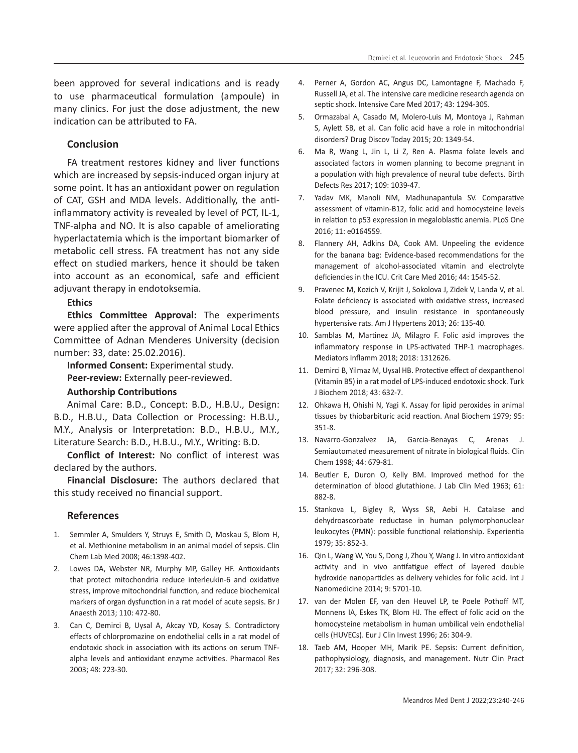been approved for several indications and is ready to use pharmaceutical formulation (ampoule) in many clinics. For just the dose adjustment, the new indication can be attributed to FA.

## Conclusion

FA treatment restores kidney and liver functions which are increased by sepsis-induced organ injury at some point. It has an antioxidant power on regulation of CAT, GSH and MDA levels. Additionally, the anti-inflammatory activity is revealed by level of PCT, IL-1, TNF-alpha and NO. It is also capable of ameliorating hyperlactatemia which is the important biomarker of metabolic cell stress. FA treatment has not any side effect on studied markers, hence it should be taken into account as an economical, safe and efficient adjuvant therapy in endotoksemia.

**Ethics**

**Ethics Committee Approval:** The experiments were applied after the approval of Animal Local Ethics Committee of Adnan Menderes University (decision number: 33, date: 25.02.2016).

**Informed Consent:** Experimental study.

**Peer-review:** Externally peer-reviewed.

**Authorship Contributions**

Animal Care: B.D., Concept: B.D., H.B.U., Design: B.D., H.B.U., Data Collection or Processing: H.B.U., M.Y., Analysis or Interpretation: B.D., H.B.U., M.Y., Literature Search: B.D., H.B.U., M.Y., Writing: B.D.

**Conflict of Interest:** No conflict of interest was declared by the authors.

**Financial Disclosure:** The authors declared that this study received no financial support.

## References

1. Semmler A, Smulders Y, Struys E, Smith D, Moskau S, Blom H, et al. Methionine metabolism in an animal model of sepsis. Clin Chem Lab Med 2008; 46:1398-402.
2. Lowes DA, Webster NR, Murphy MP, Galley HF. Antioxidants that protect mitochondria reduce interleukin-6 and oxidative stress, improve mitochondrial function, and reduce biochemical markers of organ dysfunction in a rat model of acute sepsis. Br J Anaesth 2013; 110: 472-80.
3. Can C, Demirci B, Uysal A, Akcay YD, Kosay S. Contradictory effects of chlorpromazine on endothelial cells in a rat model of endotoxic shock in association with its actions on serum TNF-alpha levels and antioxidant enzyme activities. Pharmacol Res 2003; 48: 223-30.
4. Perner A, Gordon AC, Angus DC, Lamontagne F, Machado F, Russell JA, et al. The intensive care medicine research agenda on septic shock. Intensive Care Med 2017; 43: 1294-305.
5. Ormazabal A, Casado M, Molero-Luis M, Montoya J, Rahman S, Aylett SB, et al. Can folic acid have a role in mitochondrial disorders? Drug Discov Today 2015; 20: 1349-54.
6. Ma R, Wang L, Jin L, Li Z, Ren A. Plasma folate levels and associated factors in women planning to become pregnant in a population with high prevalence of neural tube defects. Birth Defects Res 2017; 109: 1039-47.
7. Yadav MK, Manoli NM, Madhunapantula SV. Comparative assessment of vitamin-B12, folic acid and homocysteine levels in relation to p53 expression in megaloblastic anemia. PLoS One 2016; 11: e0164559.
8. Flannery AH, Adkins DA, Cook AM. Unpeeling the evidence for the banana bag: Evidence-based recommendations for the management of alcohol-associated vitamin and electrolyte deficiencies in the ICU. Crit Care Med 2016; 44: 1545-52.
9. Pravenec M, Kozich V, Krijit J, Sokolova J, Zidek V, Landa V, et al. Folate deficiency is associated with oxidative stress, increased blood pressure, and insulin resistance in spontaneously hypertensive rats. Am J Hypertens 2013; 26: 135-40.
10. Samblas M, Martinez JA, Milagro F. Folic acid improves the inflammatory response in LPS-activated THP-1 macrophages. Mediators Inflamm 2018; 2018: 1312626.
11. Demirci B, Yilmaz M, Uysal HB. Protective effect of dexpanthenol (Vitamin B5) in a rat model of LPS-induced endotoxic shock. Turk J Biochem 2018; 43: 632-7.
12. Ohkawa H, Ohishi N, Yagi K. Assay for lipid peroxides in animal tissues by thiobarbituric acid reaction. Anal Biochem 1979; 95: 351-8.
13. Navarro-Gonzalvez JA, Garcia-Benayas C, Arenas J. Semiautomated measurement of nitrate in biological fluids. Clin Chem 1998; 44: 679-81.
14. Beutler E, Duron O, Kelly BM. Improved method for the determination of blood glutathione. J Lab Clin Med 1963; 61: 882-8.
15. Stankova L, Bigley R, Wyss SR, Aebi H. Catalase and dehydroascorbate reductase in human polymorphonuclear leukocytes (PMN): possible functional relationship. Experientia 1979; 35: 852-3.
16. Qin L, Wang W, You S, Dong J, Zhou Y, Wang J. In vitro antioxidant activity and in vivo antifatigue effect of layered double hydroxide nanoparticles as delivery vehicles for folic acid. Int J Nanomedicine 2014; 9: 5701-10.
17. van der Molen EF, van den Heuvel LP, te Poele Pothoff MT, Monnens IA, Eskes TK, Blom HJ. The effect of folic acid on the homocysteine metabolism in human umbilical vein endothelial cells (HUVECs). Eur J Clin Invest 1996; 26: 304-9.
18. Taeb AM, Hooper MH, Marik PE. Sepsis: Current definition, pathophysiology, diagnosis, and management. Nutr Clin Pract 2017; 32: 296-308.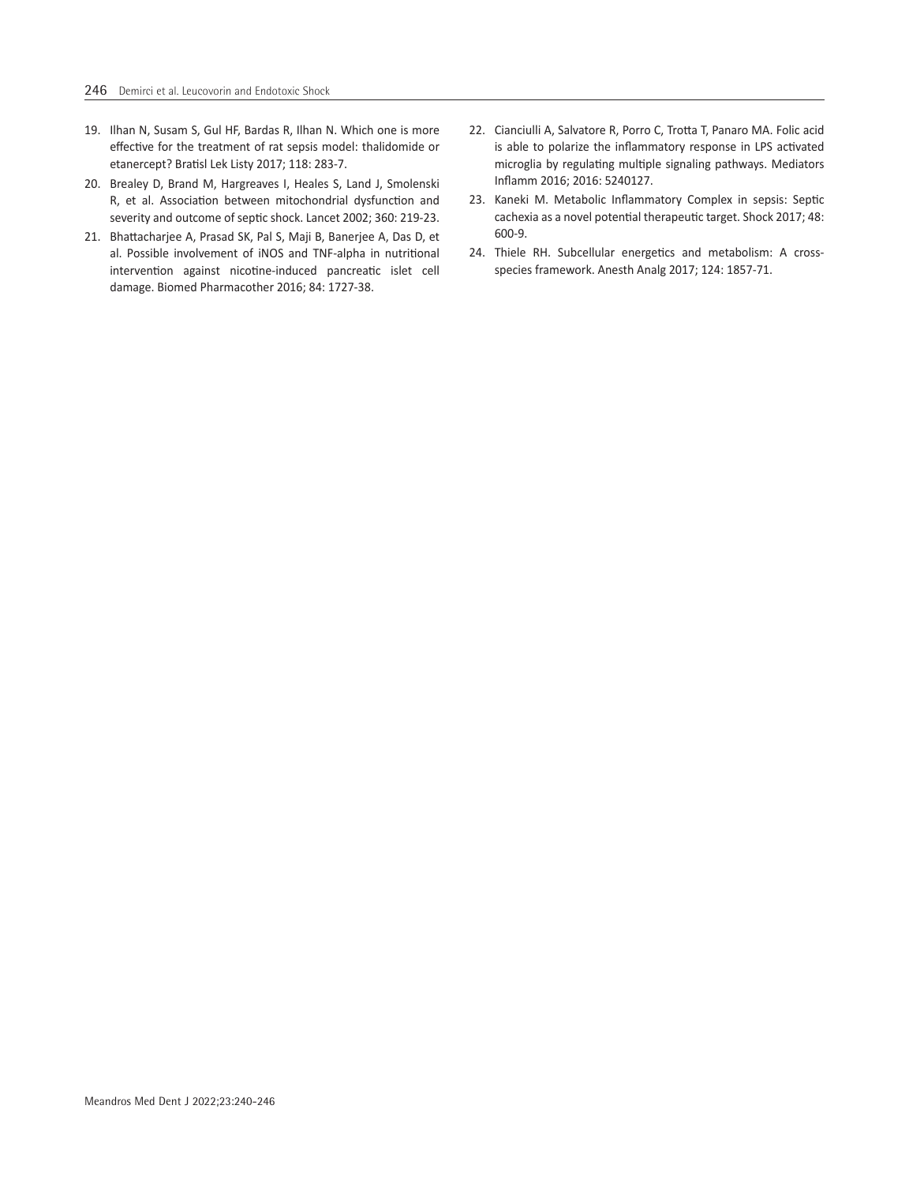19. Ilhan N, Susam S, Gul HF, Bardas R, Ilhan N. Which one is more effective for the treatment of rat sepsis model: thalidomide or etanercept? Bratisl Lek Listy 2017; 118: 283-7.
20. Brealey D, Brand M, Hargreaves I, Heales S, Land J, Smolenski R, et al. Association between mitochondrial dysfunction and severity and outcome of septic shock. Lancet 2002; 360: 219-23.
21. Bhattacharjee A, Prasad SK, Pal S, Maji B, Banerjee A, Das D, et al. Possible involvement of iNOS and TNF-alpha in nutritional intervention against nicotine-induced pancreatic islet cell damage. Biomed Pharmacother 2016; 84: 1727-38.
22. Cianciulli A, Salvatore R, Porro C, Trotta T, Panaro MA. Folic acid is able to polarize the inflammatory response in LPS activated microglia by regulating multiple signaling pathways. Mediators Inflamm 2016; 2016: 5240127.
23. Kaneki M. Metabolic Inflammatory Complex in sepsis: Septic cachexia as a novel potential therapeutic target. Shock 2017; 48: 600-9.
24. Thiele RH. Subcellular energetics and metabolism: A cross-species framework. Anesth Analg 2017; 124: 1857-71.